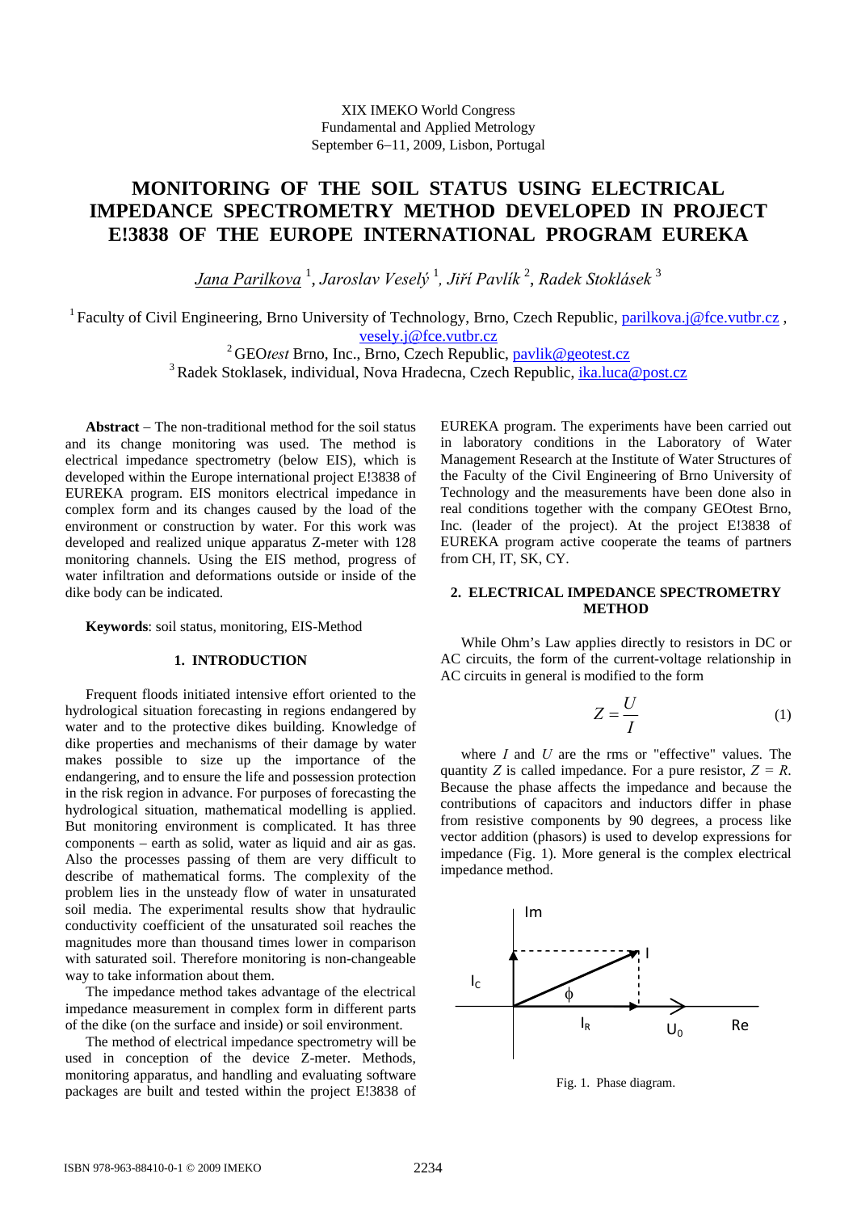XIX IMEKO World Congress
Fundamental and Applied Metrology
September 6–11, 2009, Lisbon, Portugal

# MONITORING OF THE SOIL STATUS USING ELECTRICAL IMPEDANCE SPECTROMETRY METHOD DEVELOPED IN PROJECT E!3838 OF THE EUROPE INTERNATIONAL PROGRAM EUREKA

*Jana Parilkova* [1], *Jaroslav Veselý* [1], *Jiří Pavlík* [2], *Radek Stoklásek* [3]

[1] Faculty of Civil Engineering, Brno University of Technology, Brno, Czech Republic, parilkova.j@fce.vutbr.cz , vesely.j@fce.vutbr.cz

[2] GEO*test* Brno, Inc., Brno, Czech Republic, pavlik@geotest.cz

[3] Radek Stoklasek, individual, Nova Hradecna, Czech Republic, ika.luca@post.cz

**Abstract** – The non-traditional method for the soil status and its change monitoring was used. The method is electrical impedance spectrometry (below EIS), which is developed within the Europe international project E!3838 of EUREKA program. EIS monitors electrical impedance in complex form and its changes caused by the load of the environment or construction by water. For this work was developed and realized unique apparatus Z-meter with 128 monitoring channels. Using the EIS method, progress of water infiltration and deformations outside or inside of the dike body can be indicated.

**Keywords**: soil status, monitoring, EIS-Method

## 1. INTRODUCTION

Frequent floods initiated intensive effort oriented to the hydrological situation forecasting in regions endangered by water and to the protective dikes building. Knowledge of dike properties and mechanisms of their damage by water makes possible to size up the importance of the endangering, and to ensure the life and possession protection in the risk region in advance. For purposes of forecasting the hydrological situation, mathematical modelling is applied. But monitoring environment is complicated. It has three components – earth as solid, water as liquid and air as gas. Also the processes passing of them are very difficult to describe of mathematical forms. The complexity of the problem lies in the unsteady flow of water in unsaturated soil media. The experimental results show that hydraulic conductivity coefficient of the unsaturated soil reaches the magnitudes more than thousand times lower in comparison with saturated soil. Therefore monitoring is non-changeable way to take information about them.

The impedance method takes advantage of the electrical impedance measurement in complex form in different parts of the dike (on the surface and inside) or soil environment.

The method of electrical impedance spectrometry will be used in conception of the device Z-meter. Methods, monitoring apparatus, and handling and evaluating software packages are built and tested within the project E!3838 of EUREKA program. The experiments have been carried out in laboratory conditions in the Laboratory of Water Management Research at the Institute of Water Structures of the Faculty of the Civil Engineering of Brno University of Technology and the measurements have been done also in real conditions together with the company GEOtest Brno, Inc. (leader of the project). At the project E!3838 of EUREKA program active cooperate the teams of partners from CH, IT, SK, CY.

## 2. ELECTRICAL IMPEDANCE SPECTROMETRY METHOD

While Ohm's Law applies directly to resistors in DC or AC circuits, the form of the current-voltage relationship in AC circuits in general is modified to the form

$$Z = \frac{U}{I} \quad (1)$$

where $I$ and $U$ are the rms or "effective" values. The quantity $Z$ is called impedance. For a pure resistor, $Z = R$. Because the phase affects the impedance and because the contributions of capacitors and inductors differ in phase from resistive components by 90 degrees, a process like vector addition (phasors) is used to develop expressions for impedance (Fig. 1). More general is the complex electrical impedance method.

Fig. 1. Phase diagram.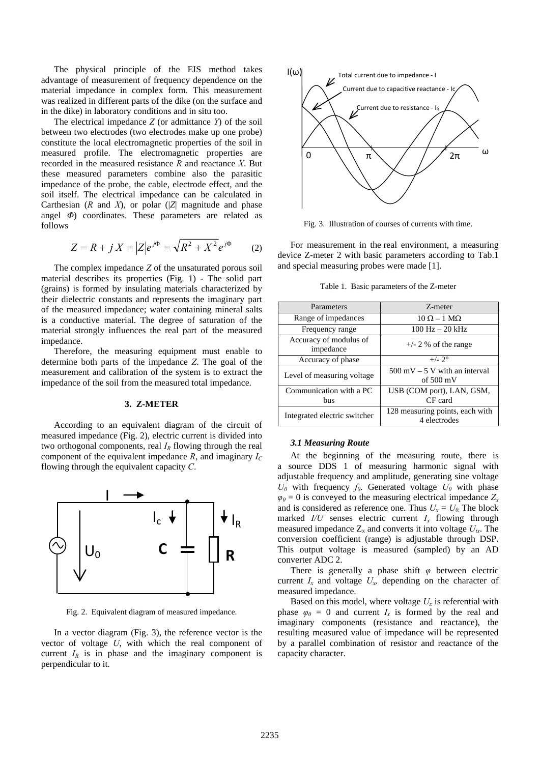The physical principle of the EIS method takes advantage of measurement of frequency dependence on the material impedance in complex form. This measurement was realized in different parts of the dike (on the surface and in the dike) in laboratory conditions and in situ too.

The electrical impedance $Z$ (or admittance $Y$) of the soil between two electrodes (two electrodes make up one probe) constitute the local electromagnetic properties of the soil in measured profile. The electromagnetic properties are recorded in the measured resistance $R$ and reactance $X$. But these measured parameters combine also the parasitic impedance of the probe, the cable, electrode effect, and the soil itself. The electrical impedance can be calculated in Carthesian ($R$ and $X$), or polar ($|Z|$ magnitude and phase angel $\Phi$) coordinates. These parameters are related as follows

$$Z = R + jX = |Z|e^{j\Phi} = \sqrt{R^2 + X^2}\,e^{j\Phi} \qquad (2)$$

The complex impedance $Z$ of the unsaturated porous soil material describes its properties (Fig. 1) - The solid part (grains) is formed by insulating materials characterized by their dielectric constants and represents the imaginary part of the measured impedance; water containing mineral salts is a conductive material. The degree of saturation of the material strongly influences the real part of the measured impedance.

Therefore, the measuring equipment must enable to determine both parts of the impedance $Z$. The goal of the measurement and calibration of the system is to extract the impedance of the soil from the measured total impedance.

## 3. Z-METER

According to an equivalent diagram of the circuit of measured impedance (Fig. 2), electric current is divided into two orthogonal components, real $I_R$ flowing through the real component of the equivalent impedance $R$, and imaginary $I_C$ flowing through the equivalent capacity $C$.

Fig. 2. Equivalent diagram of measured impedance.

In a vector diagram (Fig. 3), the reference vector is the vector of voltage $U$, with which the real component of current $I_R$ is in phase and the imaginary component is perpendicular to it.

Fig. 3. Illustration of courses of currents with time.

For measurement in the real environment, a measuring device Z-meter 2 with basic parameters according to Tab.1 and special measuring probes were made [1].

Table 1. Basic parameters of the Z-meter

| Parameters | Z-meter |
|---|---|
| Range of impedances | 10 Ω – 1 MΩ |
| Frequency range | 100 Hz – 20 kHz |
| Accuracy of modulus of impedance | +/- 2 % of the range |
| Accuracy of phase | +/- 2° |
| Level of measuring voltage | 500 mV – 5 V with an interval of 500 mV |
| Communication with a PC bus | USB (COM port), LAN, GSM, CF card |
| Integrated electric switcher | 128 measuring points, each with 4 electrodes |

### *3.1 Measuring Route*

At the beginning of the measuring route, there is a source DDS 1 of measuring harmonic signal with adjustable frequency and amplitude, generating sine voltage $U_0$ with frequency $f_0$. Generated voltage $U_0$ with phase $\varphi_0 = 0$ is conveyed to the measuring electrical impedance $Z_x$ and is considered as reference one. Thus $U_x = U_0$. The block marked $I/U$ senses electric current $I_x$ flowing through measured impedance $Z_x$ and converts it into voltage $U_{ix}$. The conversion coefficient (range) is adjustable through DSP. This output voltage is measured (sampled) by an AD converter ADC 2.

There is generally a phase shift $\varphi$ between electric current $I_x$ and voltage $U_x$, depending on the character of measured impedance.

Based on this model, where voltage $U_x$ is referential with phase $\varphi_0 = 0$ and current $I_x$ is formed by the real and imaginary components (resistance and reactance), the resulting measured value of impedance will be represented by a parallel combination of resistor and reactance of the capacity character.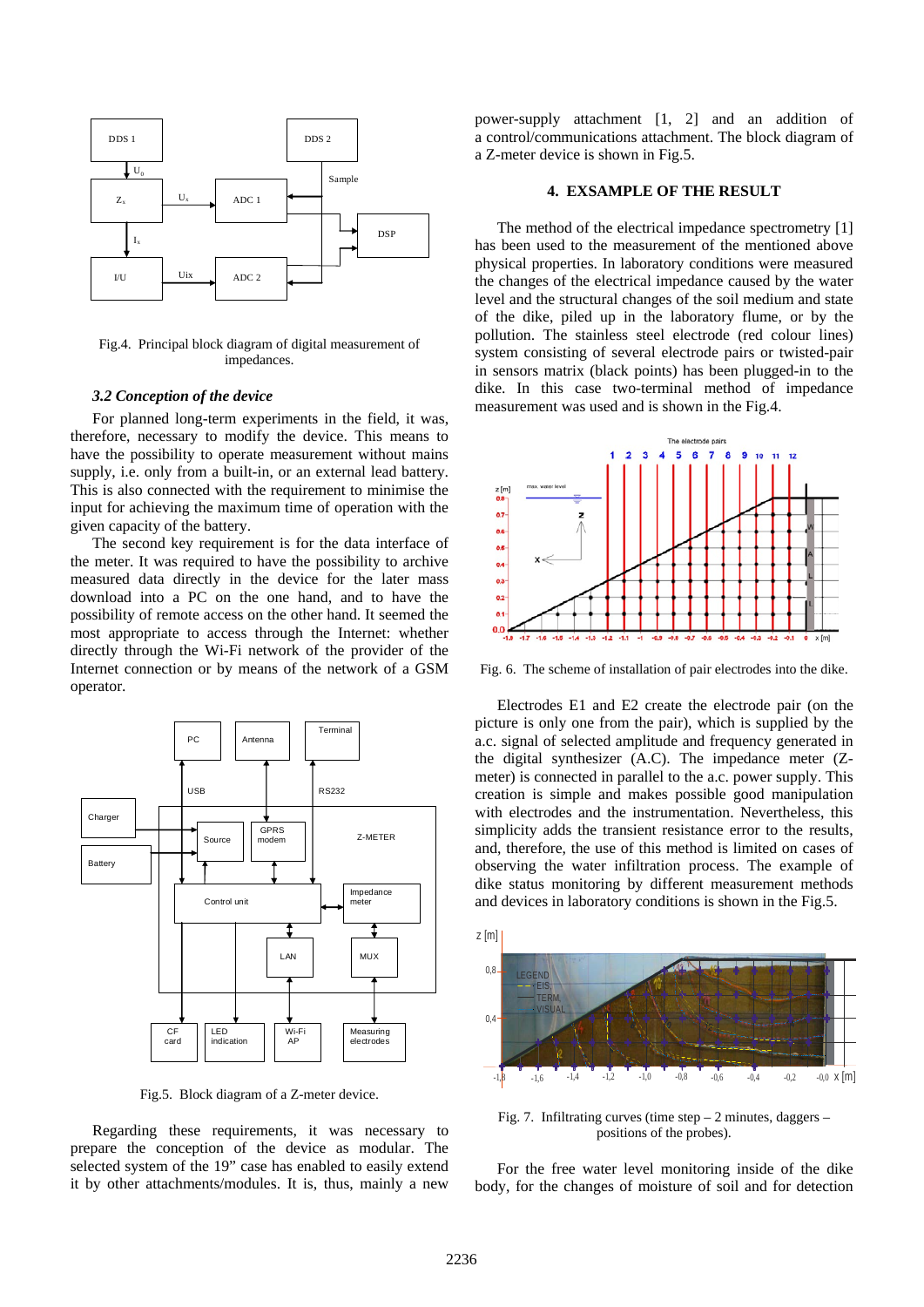Fig.4. Principal block diagram of digital measurement of impedances.

### 3.2 Conception of the device

For planned long-term experiments in the field, it was, therefore, necessary to modify the device. This means to have the possibility to operate measurement without mains supply, i.e. only from a built-in, or an external lead battery. This is also connected with the requirement to minimise the input for achieving the maximum time of operation with the given capacity of the battery.

The second key requirement is for the data interface of the meter. It was required to have the possibility to archive measured data directly in the device for the later mass download into a PC on the one hand, and to have the possibility of remote access on the other hand. It seemed the most appropriate to access through the Internet: whether directly through the Wi-Fi network of the provider of the Internet connection or by means of the network of a GSM operator.

Fig.5. Block diagram of a Z-meter device.

Regarding these requirements, it was necessary to prepare the conception of the device as modular. The selected system of the 19" case has enabled to easily extend it by other attachments/modules. It is, thus, mainly a new power-supply attachment [1, 2] and an addition of a control/communications attachment. The block diagram of a Z-meter device is shown in Fig.5.

## 4. EXSAMPLE OF THE RESULT

The method of the electrical impedance spectrometry [1] has been used to the measurement of the mentioned above physical properties. In laboratory conditions were measured the changes of the electrical impedance caused by the water level and the structural changes of the soil medium and state of the dike, piled up in the laboratory flume, or by the pollution. The stainless steel electrode (red colour lines) system consisting of several electrode pairs or twisted-pair in sensors matrix (black points) has been plugged-in to the dike. In this case two-terminal method of impedance measurement was used and is shown in the Fig.4.

Fig. 6. The scheme of installation of pair electrodes into the dike.

Electrodes E1 and E2 create the electrode pair (on the picture is only one from the pair), which is supplied by the a.c. signal of selected amplitude and frequency generated in the digital synthesizer (A.C). The impedance meter (Z-meter) is connected in parallel to the a.c. power supply. This creation is simple and makes possible good manipulation with electrodes and the instrumentation. Nevertheless, this simplicity adds the transient resistance error to the results, and, therefore, the use of this method is limited on cases of observing the water infiltration process. The example of dike status monitoring by different measurement methods and devices in laboratory conditions is shown in the Fig.5.

Fig. 7. Infiltrating curves (time step – 2 minutes, daggers – positions of the probes).

For the free water level monitoring inside of the dike body, for the changes of moisture of soil and for detection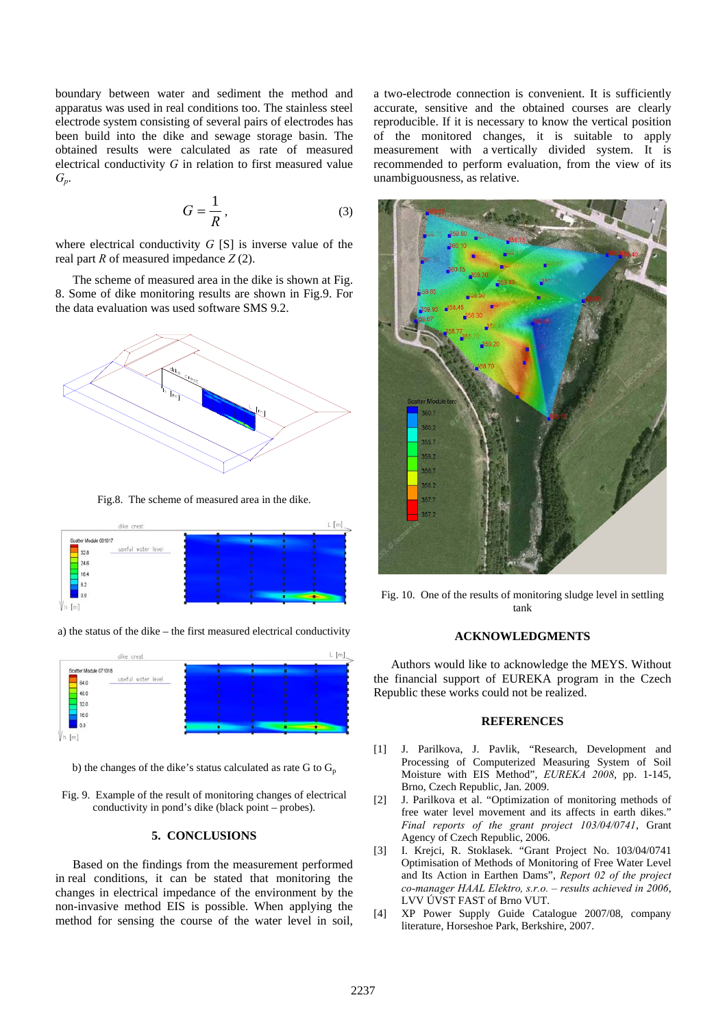boundary between water and sediment the method and apparatus was used in real conditions too. The stainless steel electrode system consisting of several pairs of electrodes has been build into the dike and sewage storage basin. The obtained results were calculated as rate of measured electrical conductivity $G$ in relation to first measured value $G_p$.

$$G = \frac{1}{R}, \tag{3}$$

where electrical conductivity $G$ [S] is inverse value of the real part $R$ of measured impedance $Z$ (2).

The scheme of measured area in the dike is shown at Fig. 8. Some of dike monitoring results are shown in Fig.9. For the data evaluation was used software SMS 9.2.

Fig.8. The scheme of measured area in the dike.

a) the status of the dike – the first measured electrical conductivity

b) the changes of the dike's status calculated as rate G to $G_p$

Fig. 9. Example of the result of monitoring changes of electrical conductivity in pond's dike (black point – probes).

## 5. CONCLUSIONS

Based on the findings from the measurement performed in real conditions, it can be stated that monitoring the changes in electrical impedance of the environment by the non-invasive method EIS is possible. When applying the method for sensing the course of the water level in soil, a two-electrode connection is convenient. It is sufficiently accurate, sensitive and the obtained courses are clearly reproducible. If it is necessary to know the vertical position of the monitored changes, it is suitable to apply measurement with a vertically divided system. It is recommended to perform evaluation, from the view of its unambiguousness, as relative.

Fig. 10. One of the results of monitoring sludge level in settling tank

## ACKNOWLEDGMENTS

Authors would like to acknowledge the MEYS. Without the financial support of EUREKA program in the Czech Republic these works could not be realized.

## REFERENCES

[1] J. Parilkova, J. Pavlik, "Research, Development and Processing of Computerized Measuring System of Soil Moisture with EIS Method", *EUREKA 2008*, pp. 1-145, Brno, Czech Republic, Jan. 2009.

[2] J. Parilkova et al. "Optimization of monitoring methods of free water level movement and its affects in earth dikes." *Final reports of the grant project 103/04/0741*, Grant Agency of Czech Republic, 2006.

[3] I. Krejci, R. Stoklasek. "Grant Project No. 103/04/0741 Optimisation of Methods of Monitoring of Free Water Level and Its Action in Earthen Dams", *Report 02 of the project co-manager HAAL Elektro, s.r.o. – results achieved in 2006*, LVV ÚVST FAST of Brno VUT.

[4] XP Power Supply Guide Catalogue 2007/08, company literature, Horseshoe Park, Berkshire, 2007.